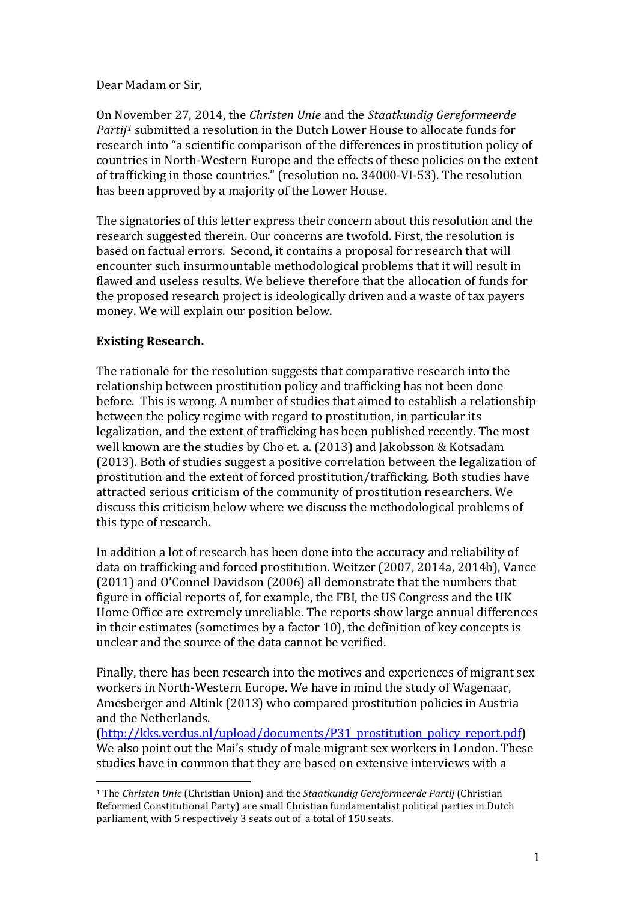Dear Madam or Sir,

On November 27, 2014, the *Christen Unie* and the *Staatkundig Gereformeerde Partij*[1] submitted a resolution in the Dutch Lower House to allocate funds for research into "a scientific comparison of the differences in prostitution policy of countries in North-Western Europe and the effects of these policies on the extent of trafficking in those countries." (resolution no. 34000-VI-53). The resolution has been approved by a majority of the Lower House.

The signatories of this letter express their concern about this resolution and the research suggested therein. Our concerns are twofold. First, the resolution is based on factual errors. Second, it contains a proposal for research that will encounter such insurmountable methodological problems that it will result in flawed and useless results. We believe therefore that the allocation of funds for the proposed research project is ideologically driven and a waste of tax payers money. We will explain our position below.

**Existing Research.**

The rationale for the resolution suggests that comparative research into the relationship between prostitution policy and trafficking has not been done before. This is wrong. A number of studies that aimed to establish a relationship between the policy regime with regard to prostitution, in particular its legalization, and the extent of trafficking has been published recently. The most well known are the studies by Cho et. a. (2013) and Jakobsson & Kotsadam (2013). Both of studies suggest a positive correlation between the legalization of prostitution and the extent of forced prostitution/trafficking. Both studies have attracted serious criticism of the community of prostitution researchers. We discuss this criticism below where we discuss the methodological problems of this type of research.

In addition a lot of research has been done into the accuracy and reliability of data on trafficking and forced prostitution. Weitzer (2007, 2014a, 2014b), Vance (2011) and O'Connel Davidson (2006) all demonstrate that the numbers that figure in official reports of, for example, the FBI, the US Congress and the UK Home Office are extremely unreliable. The reports show large annual differences in their estimates (sometimes by a factor 10), the definition of key concepts is unclear and the source of the data cannot be verified.

Finally, there has been research into the motives and experiences of migrant sex workers in North-Western Europe. We have in mind the study of Wagenaar, Amesberger and Altink (2013) who compared prostitution policies in Austria and the Netherlands. ([http://kks.verdus.nl/upload/documents/P31_prostitution_policy_report.pdf](http://kks.verdus.nl/upload/documents/P31_prostitution_policy_report.pdf)) We also point out the Mai's study of male migrant sex workers in London. These studies have in common that they are based on extensive interviews with a

---

[1] The *Christen Unie* (Christian Union) and the *Staatkundig Gereformeerde Partij* (Christian Reformed Constitutional Party) are small Christian fundamentalist political parties in Dutch parliament, with 5 respectively 3 seats out of a total of 150 seats.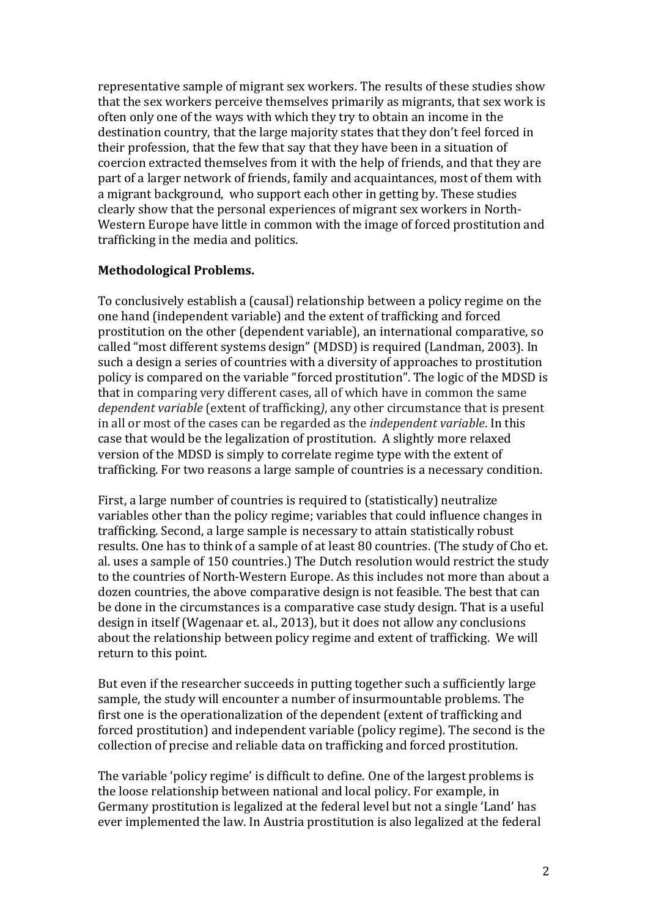representative sample of migrant sex workers. The results of these studies show that the sex workers perceive themselves primarily as migrants, that sex work is often only one of the ways with which they try to obtain an income in the destination country, that the large majority states that they don't feel forced in their profession, that the few that say that they have been in a situation of coercion extracted themselves from it with the help of friends, and that they are part of a larger network of friends, family and acquaintances, most of them with a migrant background, who support each other in getting by. These studies clearly show that the personal experiences of migrant sex workers in North-Western Europe have little in common with the image of forced prostitution and trafficking in the media and politics.

**Methodological Problems.**

To conclusively establish a (causal) relationship between a policy regime on the one hand (independent variable) and the extent of trafficking and forced prostitution on the other (dependent variable), an international comparative, so called "most different systems design" (MDSD) is required (Landman, 2003). In such a design a series of countries with a diversity of approaches to prostitution policy is compared on the variable "forced prostitution". The logic of the MDSD is that in comparing very different cases, all of which have in common the same *dependent variable* (extent of trafficking*)*, any other circumstance that is present in all or most of the cases can be regarded as the *independent variable*. In this case that would be the legalization of prostitution. A slightly more relaxed version of the MDSD is simply to correlate regime type with the extent of trafficking. For two reasons a large sample of countries is a necessary condition.

First, a large number of countries is required to (statistically) neutralize variables other than the policy regime; variables that could influence changes in trafficking. Second, a large sample is necessary to attain statistically robust results. One has to think of a sample of at least 80 countries. (The study of Cho et. al. uses a sample of 150 countries.) The Dutch resolution would restrict the study to the countries of North-Western Europe. As this includes not more than about a dozen countries, the above comparative design is not feasible. The best that can be done in the circumstances is a comparative case study design. That is a useful design in itself (Wagenaar et. al., 2013), but it does not allow any conclusions about the relationship between policy regime and extent of trafficking. We will return to this point.

But even if the researcher succeeds in putting together such a sufficiently large sample, the study will encounter a number of insurmountable problems. The first one is the operationalization of the dependent (extent of trafficking and forced prostitution) and independent variable (policy regime). The second is the collection of precise and reliable data on trafficking and forced prostitution.

The variable 'policy regime' is difficult to define. One of the largest problems is the loose relationship between national and local policy. For example, in Germany prostitution is legalized at the federal level but not a single 'Land' has ever implemented the law. In Austria prostitution is also legalized at the federal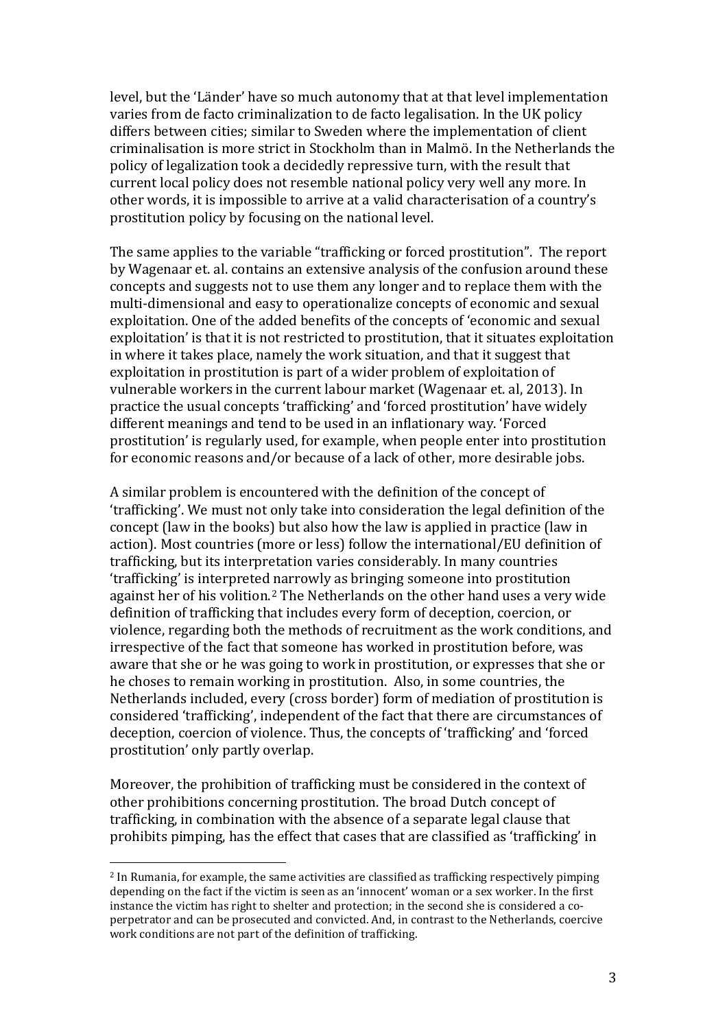level, but the 'Länder' have so much autonomy that at that level implementation varies from de facto criminalization to de facto legalisation. In the UK policy differs between cities; similar to Sweden where the implementation of client criminalisation is more strict in Stockholm than in Malmö. In the Netherlands the policy of legalization took a decidedly repressive turn, with the result that current local policy does not resemble national policy very well any more. In other words, it is impossible to arrive at a valid characterisation of a country's prostitution policy by focusing on the national level.

The same applies to the variable "trafficking or forced prostitution". The report by Wagenaar et. al. contains an extensive analysis of the confusion around these concepts and suggests not to use them any longer and to replace them with the multi-dimensional and easy to operationalize concepts of economic and sexual exploitation. One of the added benefits of the concepts of 'economic and sexual exploitation' is that it is not restricted to prostitution, that it situates exploitation in where it takes place, namely the work situation, and that it suggest that exploitation in prostitution is part of a wider problem of exploitation of vulnerable workers in the current labour market (Wagenaar et. al, 2013). In practice the usual concepts 'trafficking' and 'forced prostitution' have widely different meanings and tend to be used in an inflationary way. 'Forced prostitution' is regularly used, for example, when people enter into prostitution for economic reasons and/or because of a lack of other, more desirable jobs.

A similar problem is encountered with the definition of the concept of 'trafficking'. We must not only take into consideration the legal definition of the concept (law in the books) but also how the law is applied in practice (law in action). Most countries (more or less) follow the international/EU definition of trafficking, but its interpretation varies considerably. In many countries 'trafficking' is interpreted narrowly as bringing someone into prostitution against her of his volition.[2] The Netherlands on the other hand uses a very wide definition of trafficking that includes every form of deception, coercion, or violence, regarding both the methods of recruitment as the work conditions, and irrespective of the fact that someone has worked in prostitution before, was aware that she or he was going to work in prostitution, or expresses that she or he choses to remain working in prostitution. Also, in some countries, the Netherlands included, every (cross border) form of mediation of prostitution is considered 'trafficking', independent of the fact that there are circumstances of deception, coercion of violence. Thus, the concepts of 'trafficking' and 'forced prostitution' only partly overlap.

Moreover, the prohibition of trafficking must be considered in the context of other prohibitions concerning prostitution. The broad Dutch concept of trafficking, in combination with the absence of a separate legal clause that prohibits pimping, has the effect that cases that are classified as 'trafficking' in

---

[2] In Rumania, for example, the same activities are classified as trafficking respectively pimping depending on the fact if the victim is seen as an 'innocent' woman or a sex worker. In the first instance the victim has right to shelter and protection; in the second she is considered a co-perpetrator and can be prosecuted and convicted. And, in contrast to the Netherlands, coercive work conditions are not part of the definition of trafficking.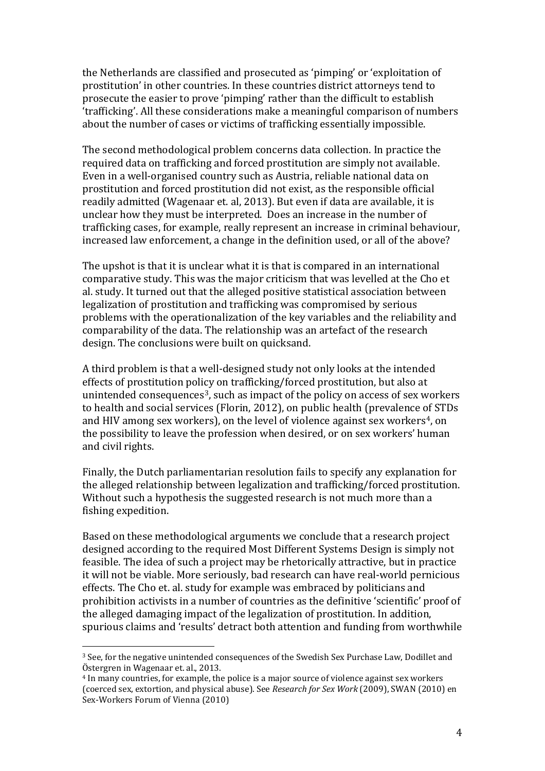the Netherlands are classified and prosecuted as 'pimping' or 'exploitation of prostitution' in other countries. In these countries district attorneys tend to prosecute the easier to prove 'pimping' rather than the difficult to establish 'trafficking'. All these considerations make a meaningful comparison of numbers about the number of cases or victims of trafficking essentially impossible.

The second methodological problem concerns data collection. In practice the required data on trafficking and forced prostitution are simply not available. Even in a well-organised country such as Austria, reliable national data on prostitution and forced prostitution did not exist, as the responsible official readily admitted (Wagenaar et. al, 2013). But even if data are available, it is unclear how they must be interpreted. Does an increase in the number of trafficking cases, for example, really represent an increase in criminal behaviour, increased law enforcement, a change in the definition used, or all of the above?

The upshot is that it is unclear what it is that is compared in an international comparative study. This was the major criticism that was levelled at the Cho et al. study. It turned out that the alleged positive statistical association between legalization of prostitution and trafficking was compromised by serious problems with the operationalization of the key variables and the reliability and comparability of the data. The relationship was an artefact of the research design. The conclusions were built on quicksand.

A third problem is that a well-designed study not only looks at the intended effects of prostitution policy on trafficking/forced prostitution, but also at unintended consequences[3], such as impact of the policy on access of sex workers to health and social services (Florin, 2012), on public health (prevalence of STDs and HIV among sex workers), on the level of violence against sex workers[4], on the possibility to leave the profession when desired, or on sex workers' human and civil rights.

Finally, the Dutch parliamentarian resolution fails to specify any explanation for the alleged relationship between legalization and trafficking/forced prostitution. Without such a hypothesis the suggested research is not much more than a fishing expedition.

Based on these methodological arguments we conclude that a research project designed according to the required Most Different Systems Design is simply not feasible. The idea of such a project may be rhetorically attractive, but in practice it will not be viable. More seriously, bad research can have real-world pernicious effects. The Cho et. al. study for example was embraced by politicians and prohibition activists in a number of countries as the definitive 'scientific' proof of the alleged damaging impact of the legalization of prostitution. In addition, spurious claims and 'results' detract both attention and funding from worthwhile

---

[3] See, for the negative unintended consequences of the Swedish Sex Purchase Law, Dodillet and Östergren in Wagenaar et. al., 2013.

[4] In many countries, for example, the police is a major source of violence against sex workers (coerced sex, extortion, and physical abuse). See *Research for Sex Work* (2009), SWAN (2010) en Sex-Workers Forum of Vienna (2010)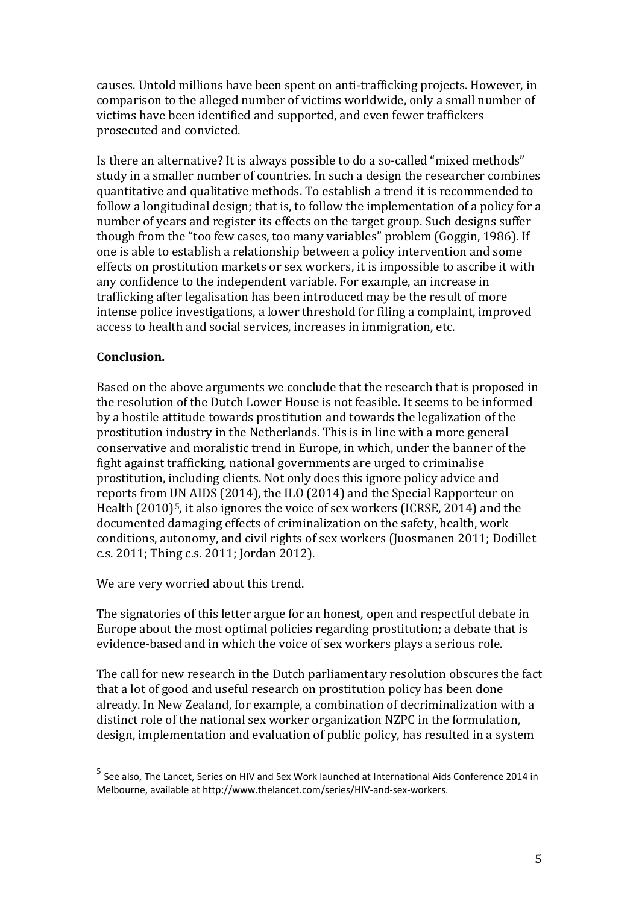causes. Untold millions have been spent on anti-trafficking projects. However, in comparison to the alleged number of victims worldwide, only a small number of victims have been identified and supported, and even fewer traffickers prosecuted and convicted.

Is there an alternative? It is always possible to do a so-called "mixed methods" study in a smaller number of countries. In such a design the researcher combines quantitative and qualitative methods. To establish a trend it is recommended to follow a longitudinal design; that is, to follow the implementation of a policy for a number of years and register its effects on the target group. Such designs suffer though from the "too few cases, too many variables" problem (Goggin, 1986). If one is able to establish a relationship between a policy intervention and some effects on prostitution markets or sex workers, it is impossible to ascribe it with any confidence to the independent variable. For example, an increase in trafficking after legalisation has been introduced may be the result of more intense police investigations, a lower threshold for filing a complaint, improved access to health and social services, increases in immigration, etc.

**Conclusion.**

Based on the above arguments we conclude that the research that is proposed in the resolution of the Dutch Lower House is not feasible. It seems to be informed by a hostile attitude towards prostitution and towards the legalization of the prostitution industry in the Netherlands. This is in line with a more general conservative and moralistic trend in Europe, in which, under the banner of the fight against trafficking, national governments are urged to criminalise prostitution, including clients. Not only does this ignore policy advice and reports from UN AIDS (2014), the ILO (2014) and the Special Rapporteur on Health (2010)[5], it also ignores the voice of sex workers (ICRSE, 2014) and the documented damaging effects of criminalization on the safety, health, work conditions, autonomy, and civil rights of sex workers (Juosmanen 2011; Dodillet c.s. 2011; Thing c.s. 2011; Jordan 2012).

We are very worried about this trend.

The signatories of this letter argue for an honest, open and respectful debate in Europe about the most optimal policies regarding prostitution; a debate that is evidence-based and in which the voice of sex workers plays a serious role.

The call for new research in the Dutch parliamentary resolution obscures the fact that a lot of good and useful research on prostitution policy has been done already. In New Zealand, for example, a combination of decriminalization with a distinct role of the national sex worker organization NZPC in the formulation, design, implementation and evaluation of public policy, has resulted in a system

---

[5] See also, The Lancet, Series on HIV and Sex Work launched at International Aids Conference 2014 in Melbourne, available at http://www.thelancet.com/series/HIV-and-sex-workers.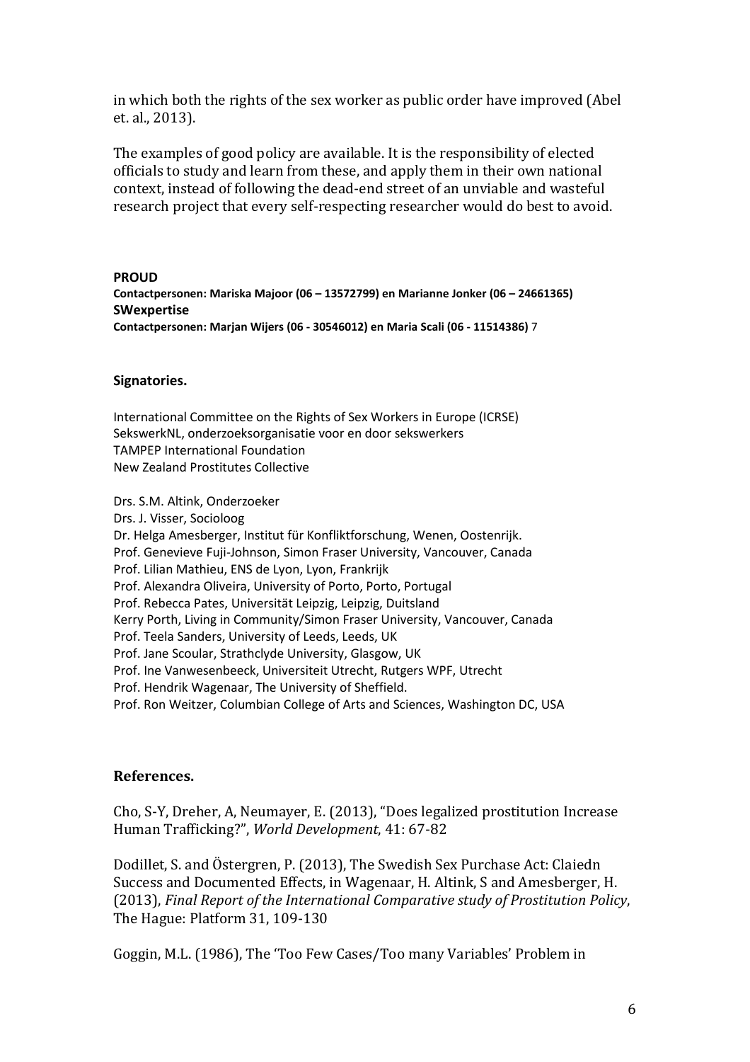in which both the rights of the sex worker as public order have improved (Abel et. al., 2013).

The examples of good policy are available. It is the responsibility of elected officials to study and learn from these, and apply them in their own national context, instead of following the dead-end street of an unviable and wasteful research project that every self-respecting researcher would do best to avoid.

**PROUD**
**Contactpersonen: Mariska Majoor (06 – 13572799) en Marianne Jonker (06 – 24661365)**
**SWexpertise**
**Contactpersonen: Marjan Wijers (06 - 30546012) en Maria Scali (06 - 11514386)** 7

### Signatories.

International Committee on the Rights of Sex Workers in Europe (ICRSE)
SekswerkNL, onderzoeksorganisatie voor en door sekswerkers
TAMPEP International Foundation
New Zealand Prostitutes Collective

Drs. S.M. Altink, Onderzoeker
Drs. J. Visser, Socioloog
Dr. Helga Amesberger, Institut für Konfliktforschung, Wenen, Oostenrijk.
Prof. Genevieve Fuji-Johnson, Simon Fraser University, Vancouver, Canada
Prof. Lilian Mathieu, ENS de Lyon, Lyon, Frankrijk
Prof. Alexandra Oliveira, University of Porto, Porto, Portugal
Prof. Rebecca Pates, Universität Leipzig, Leipzig, Duitsland
Kerry Porth, Living in Community/Simon Fraser University, Vancouver, Canada
Prof. Teela Sanders, University of Leeds, Leeds, UK
Prof. Jane Scoular, Strathclyde University, Glasgow, UK
Prof. Ine Vanwesenbeeck, Universiteit Utrecht, Rutgers WPF, Utrecht
Prof. Hendrik Wagenaar, The University of Sheffield.
Prof. Ron Weitzer, Columbian College of Arts and Sciences, Washington DC, USA

## References.

Cho, S-Y, Dreher, A, Neumayer, E. (2013), "Does legalized prostitution Increase Human Trafficking?", *World Development*, 41: 67-82

Dodillet, S. and Östergren, P. (2013), The Swedish Sex Purchase Act: Claiedn Success and Documented Effects, in Wagenaar, H. Altink, S and Amesberger, H. (2013), *Final Report of the International Comparative study of Prostitution Policy*, The Hague: Platform 31, 109-130

Goggin, M.L. (1986), The 'Too Few Cases/Too many Variables' Problem in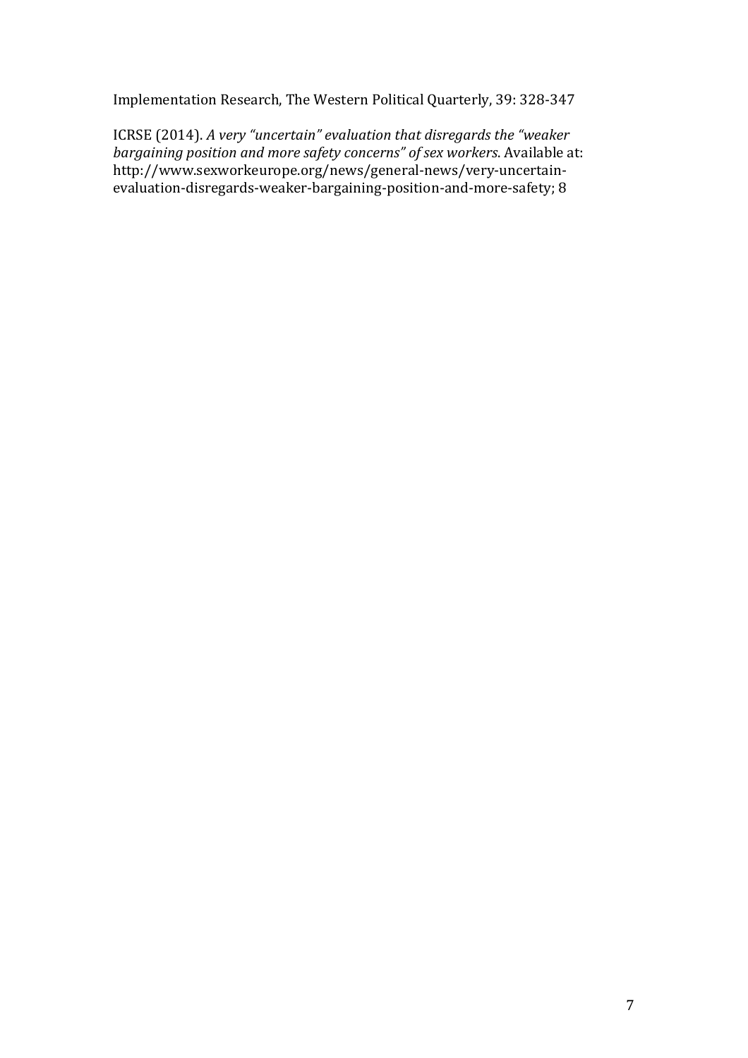Implementation Research, The Western Political Quarterly, 39: 328-347

ICRSE (2014). *A very "uncertain" evaluation that disregards the "weaker bargaining position and more safety concerns" of sex workers*. Available at: http://www.sexworkeurope.org/news/general-news/very-uncertain-evaluation-disregards-weaker-bargaining-position-and-more-safety; 8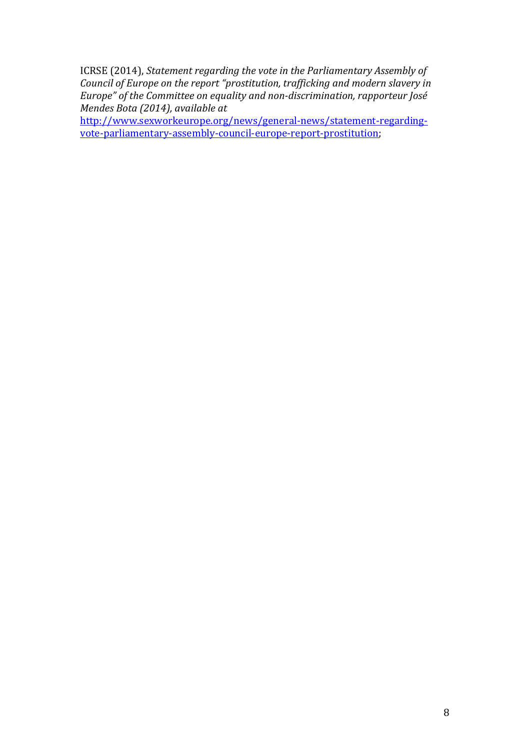ICRSE (2014), *Statement regarding the vote in the Parliamentary Assembly of Council of Europe on the report "prostitution, trafficking and modern slavery in Europe" of the Committee on equality and non-discrimination, rapporteur José Mendes Bota (2014), available at* [http://www.sexworkeurope.org/news/general-news/statement-regarding-vote-parliamentary-assembly-council-europe-report-prostitution](http://www.sexworkeurope.org/news/general-news/statement-regarding-vote-parliamentary-assembly-council-europe-report-prostitution);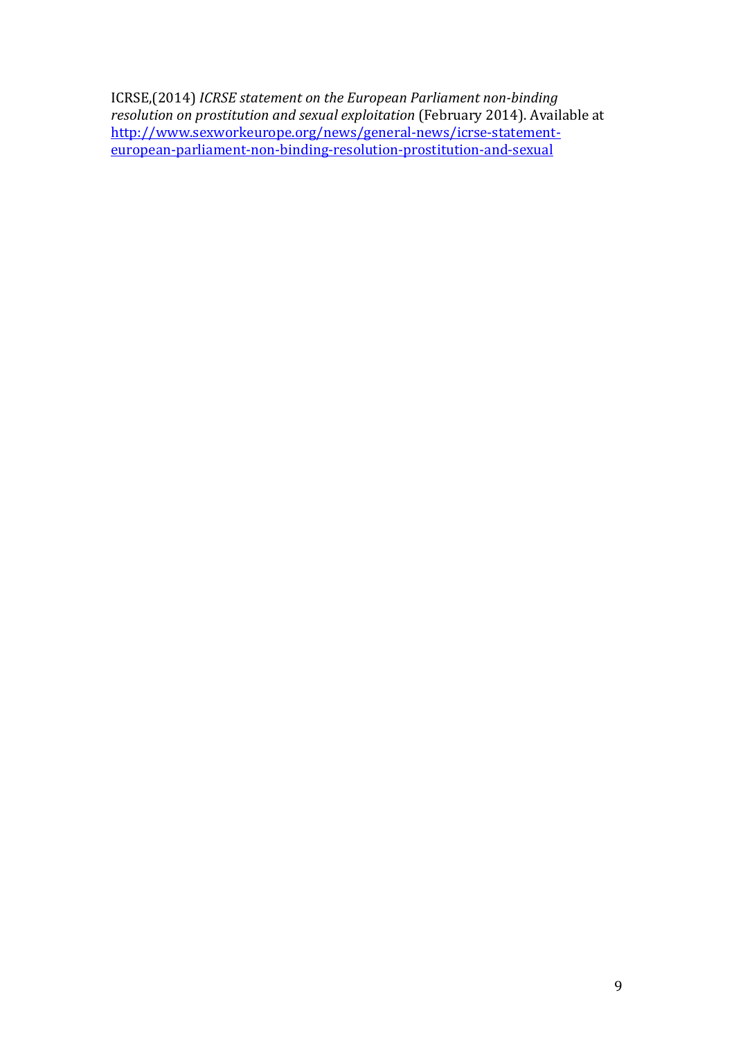ICRSE,(2014) *ICRSE statement on the European Parliament non-binding resolution on prostitution and sexual exploitation* (February 2014). Available at [http://www.sexworkeurope.org/news/general-news/icrse-statement-european-parliament-non-binding-resolution-prostitution-and-sexual](http://www.sexworkeurope.org/news/general-news/icrse-statement-european-parliament-non-binding-resolution-prostitution-and-sexual)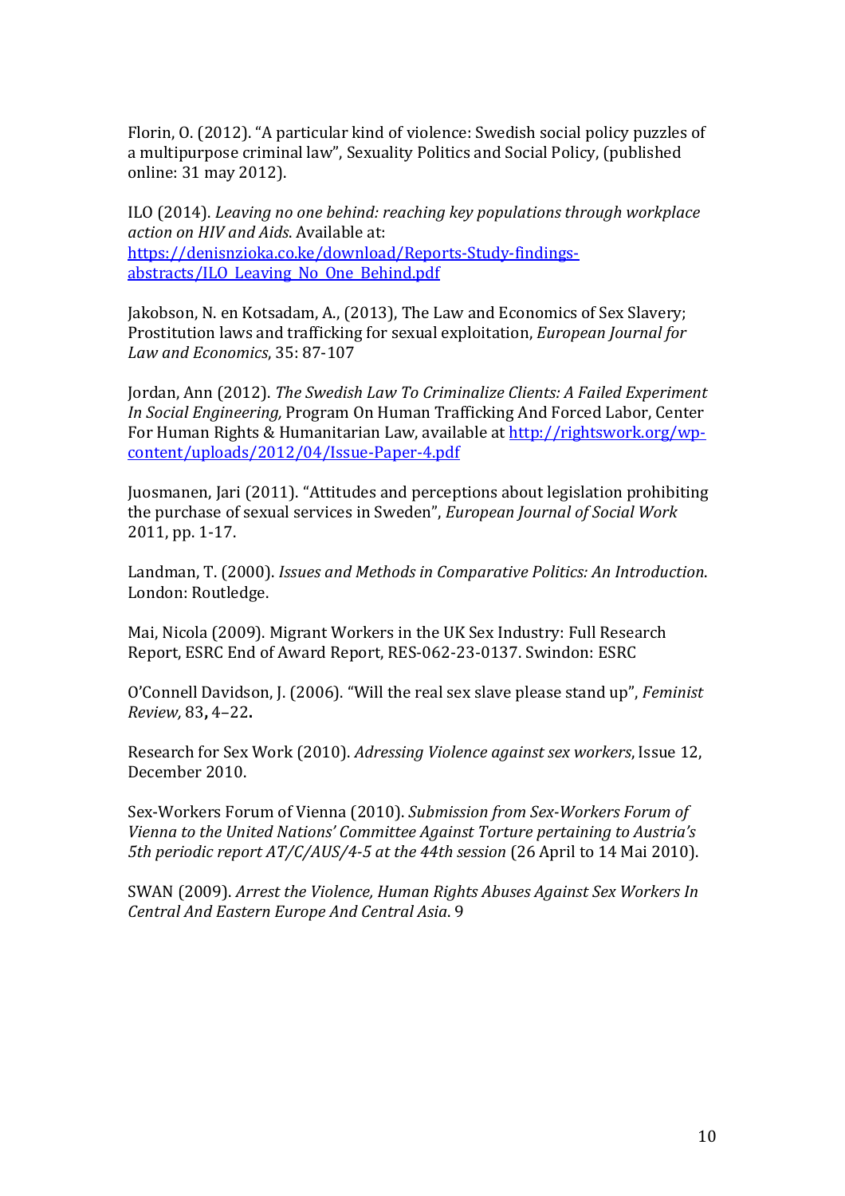Florin, O. (2012). "A particular kind of violence: Swedish social policy puzzles of a multipurpose criminal law", Sexuality Politics and Social Policy, (published online: 31 may 2012).

ILO (2014). *Leaving no one behind: reaching key populations through workplace action on HIV and Aids.* Available at: [https://denisnzioka.co.ke/download/Reports-Study-findings-abstracts/ILO_Leaving_No_One_Behind.pdf](https://denisnzioka.co.ke/download/Reports-Study-findings-abstracts/ILO_Leaving_No_One_Behind.pdf)

Jakobson, N. en Kotsadam, A., (2013), The Law and Economics of Sex Slavery; Prostitution laws and trafficking for sexual exploitation, *European Journal for Law and Economics*, 35: 87-107

Jordan, Ann (2012). *The Swedish Law To Criminalize Clients: A Failed Experiment In Social Engineering,* Program On Human Trafficking And Forced Labor, Center For Human Rights & Humanitarian Law, available at [http://rightswork.org/wp-content/uploads/2012/04/Issue-Paper-4.pdf](http://rightswork.org/wp-content/uploads/2012/04/Issue-Paper-4.pdf)

Juosmanen, Jari (2011). "Attitudes and perceptions about legislation prohibiting the purchase of sexual services in Sweden", *European Journal of Social Work* 2011, pp. 1-17.

Landman, T. (2000). *Issues and Methods in Comparative Politics: An Introduction*. London: Routledge.

Mai, Nicola (2009). Migrant Workers in the UK Sex Industry: Full Research Report, ESRC End of Award Report, RES-062-23-0137. Swindon: ESRC

O'Connell Davidson, J. (2006). "Will the real sex slave please stand up", *Feminist Review,* 83**,** 4–22**.**

Research for Sex Work (2010). *Adressing Violence against sex workers*, Issue 12, December 2010.

Sex-Workers Forum of Vienna (2010). *Submission from Sex-Workers Forum of Vienna to the United Nations' Committee Against Torture pertaining to Austria's 5th periodic report AT/C/AUS/4-5 at the 44th session* (26 April to 14 Mai 2010).

SWAN (2009). *Arrest the Violence, Human Rights Abuses Against Sex Workers In Central And Eastern Europe And Central Asia*. 9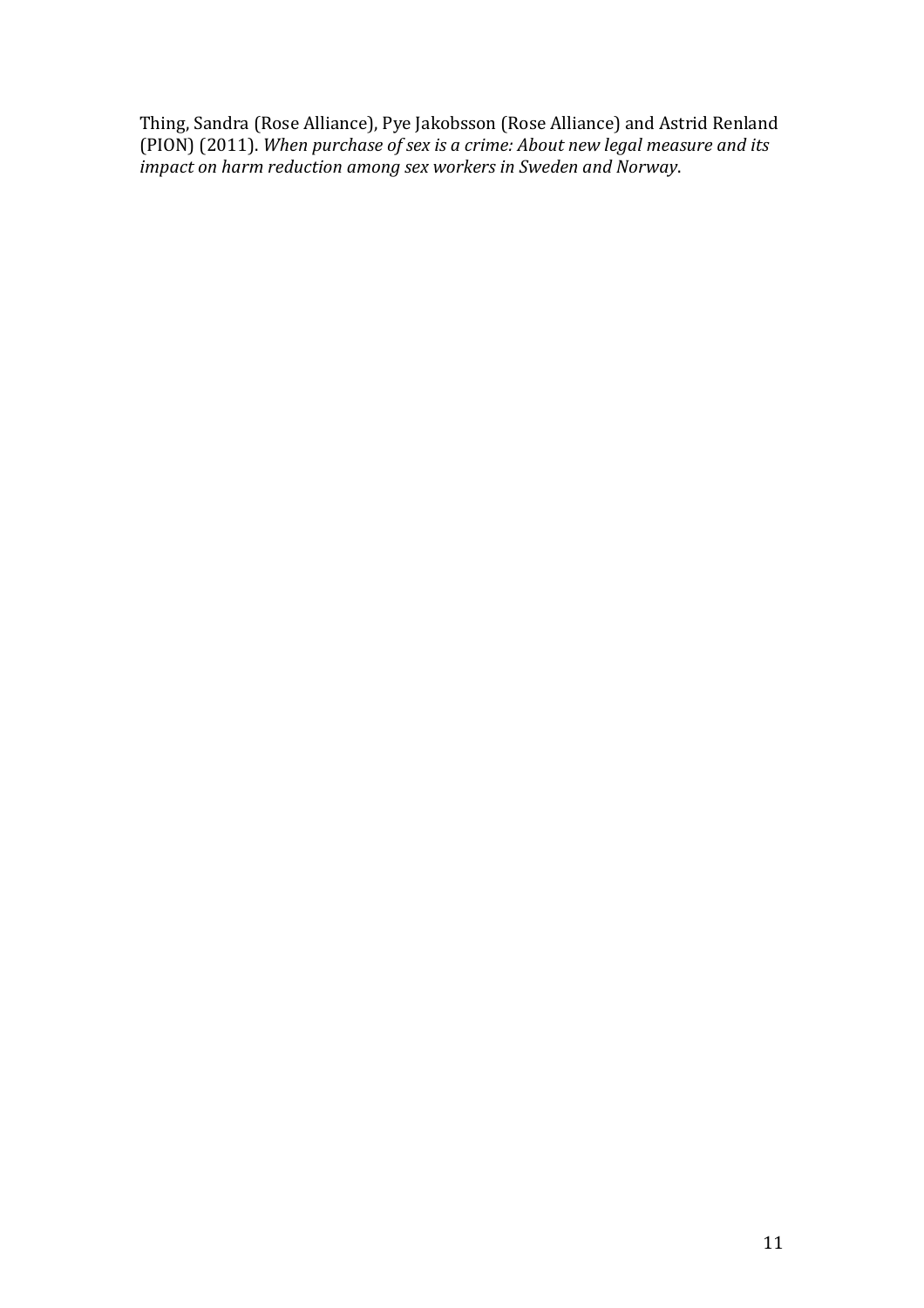Thing, Sandra (Rose Alliance), Pye Jakobsson (Rose Alliance) and Astrid Renland (PION) (2011). *When purchase of sex is a crime: About new legal measure and its impact on harm reduction among sex workers in Sweden and Norway*.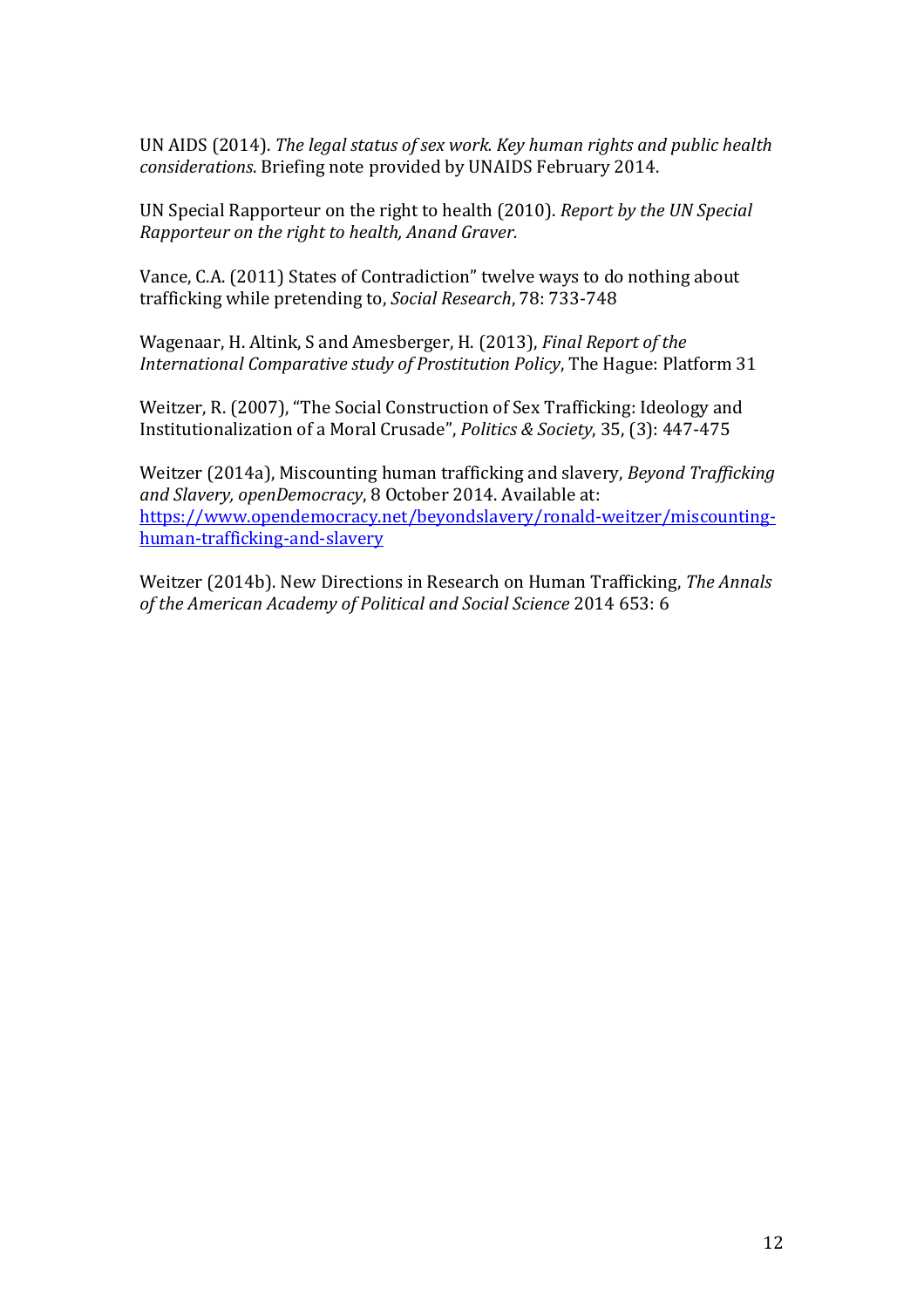UN AIDS (2014). *The legal status of sex work. Key human rights and public health considerations*. Briefing note provided by UNAIDS February 2014.

UN Special Rapporteur on the right to health (2010). *Report by the UN Special Rapporteur on the right to health, Anand Graver.*

Vance, C.A. (2011) States of Contradiction" twelve ways to do nothing about trafficking while pretending to, *Social Research*, 78: 733-748

Wagenaar, H. Altink, S and Amesberger, H. (2013), *Final Report of the International Comparative study of Prostitution Policy*, The Hague: Platform 31

Weitzer, R. (2007), "The Social Construction of Sex Trafficking: Ideology and Institutionalization of a Moral Crusade", *Politics & Society*, 35, (3): 447-475

Weitzer (2014a), Miscounting human trafficking and slavery, *Beyond Trafficking and Slavery, openDemocracy*, 8 October 2014. Available at: [https://www.opendemocracy.net/beyondslavery/ronald-weitzer/miscounting-human-trafficking-and-slavery](https://www.opendemocracy.net/beyondslavery/ronald-weitzer/miscounting-human-trafficking-and-slavery)

Weitzer (2014b). New Directions in Research on Human Trafficking, *The Annals of the American Academy of Political and Social Science* 2014 653: 6